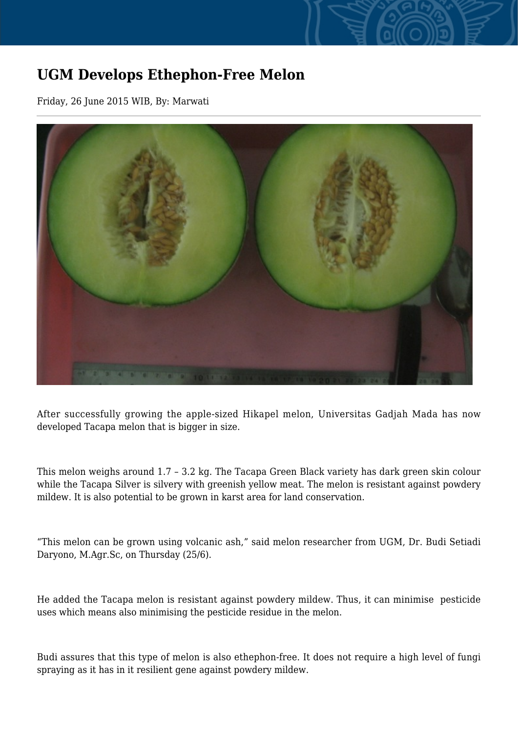# UGM Develops Ethephon-Free Melon

Friday, 26 June 2015 WIB, By: Marwati

After successfully growing the apple-sized Hikapel melon, Universitas Gadjah Mada has now developed Tacapa melon that is bigger in size.

This melon weighs around 1.7 – 3.2 kg. The Tacapa Green Black variety has dark green skin colour while the Tacapa Silver is silvery with greenish yellow meat. The melon is resistant against powdery mildew. It is also potential to be grown in karst area for land conservation.

“This melon can be grown using volcanic ash,” said melon researcher from UGM, Dr. Budi Setiadi Daryono, M.Agr.Sc, on Thursday (25/6).

He added the Tacapa melon is resistant against powdery mildew. Thus, it can minimise pesticide uses which means also minimising the pesticide residue in the melon.

Budi assures that this type of melon is also ethephon-free. It does not require a high level of fungi spraying as it has in it resilient gene against powdery mildew.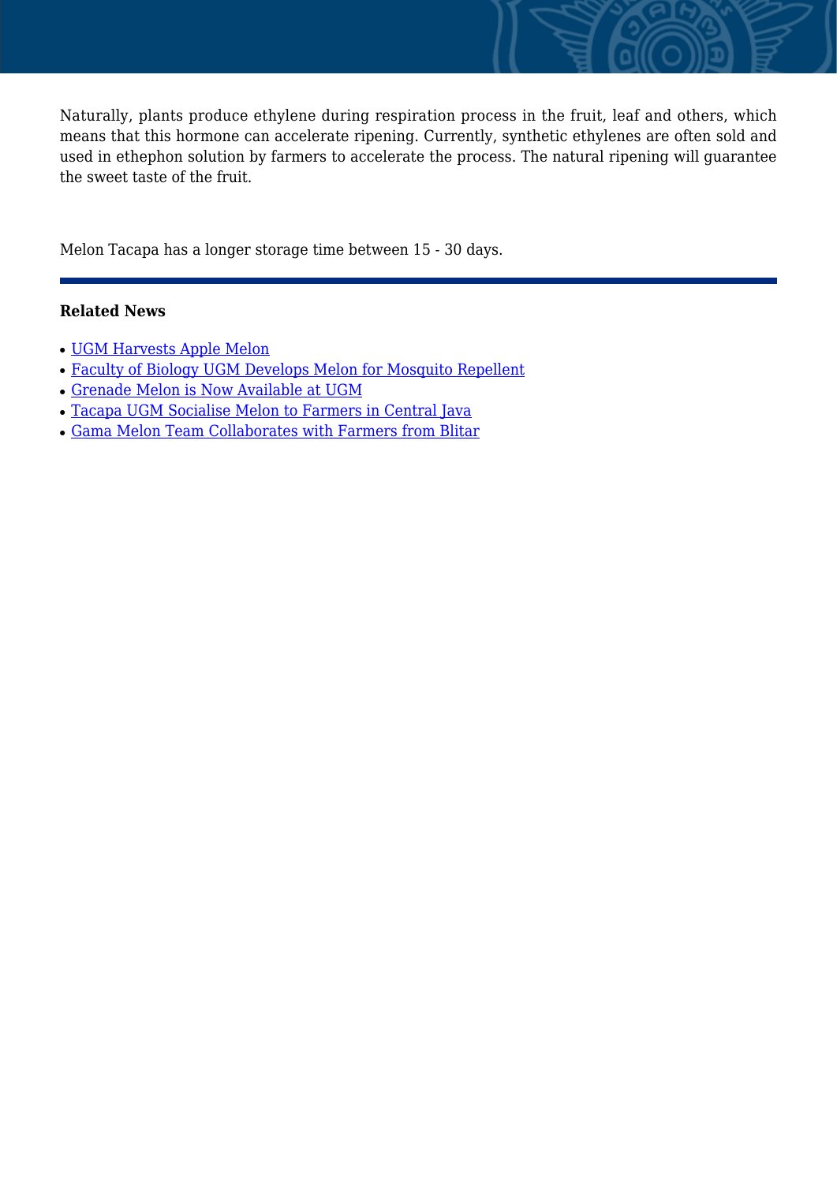Naturally, plants produce ethylene during respiration process in the fruit, leaf and others, which means that this hormone can accelerate ripening. Currently, synthetic ethylenes are often sold and used in ethephon solution by farmers to accelerate the process. The natural ripening will guarantee the sweet taste of the fruit.

Melon Tacapa has a longer storage time between 15 - 30 days.

---

**Related News**

- UGM Harvests Apple Melon
- Faculty of Biology UGM Develops Melon for Mosquito Repellent
- Grenade Melon is Now Available at UGM
- Tacapa UGM Socialise Melon to Farmers in Central Java
- Gama Melon Team Collaborates with Farmers from Blitar